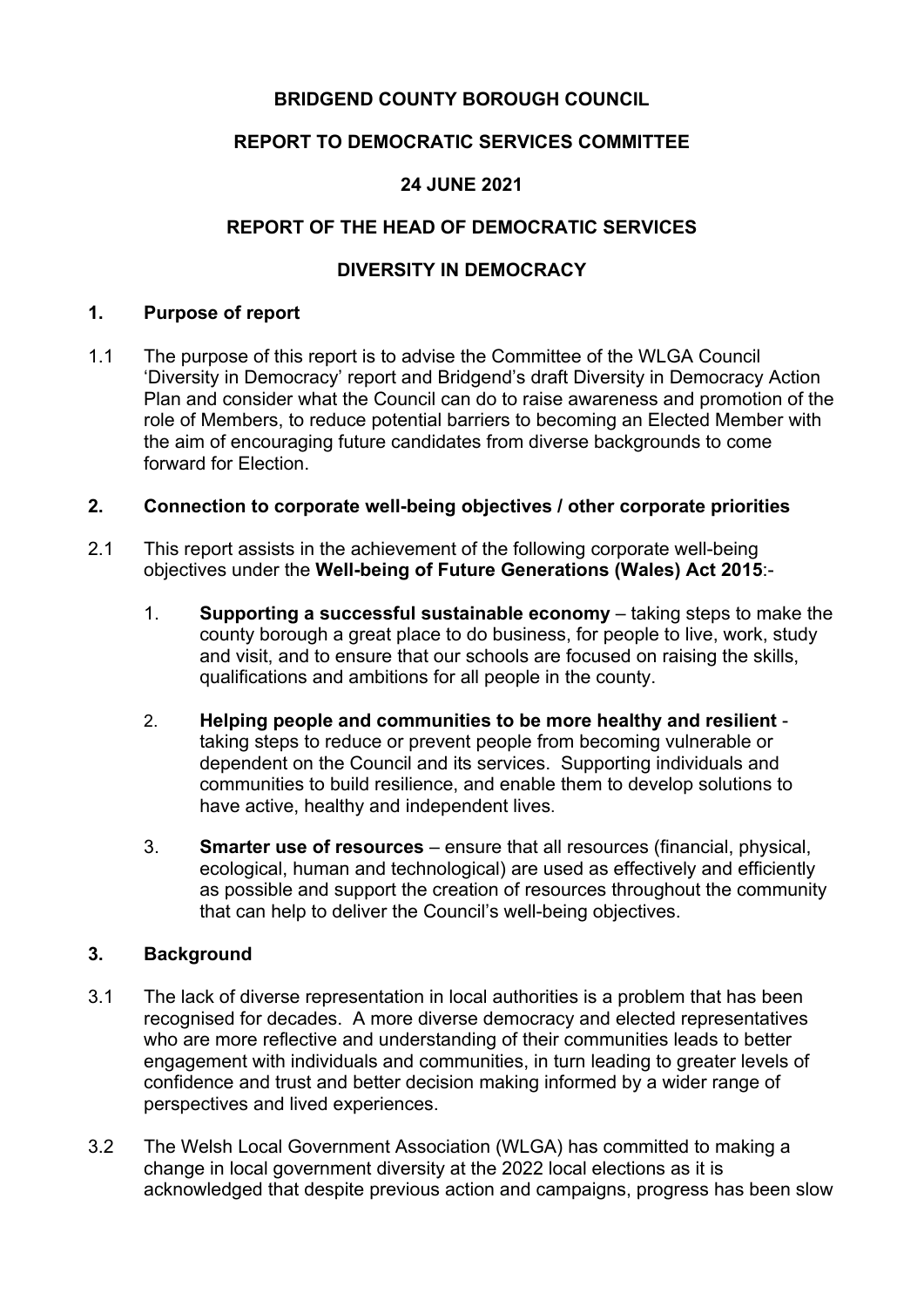**BRIDGEND COUNTY BOROUGH COUNCIL**

**REPORT TO DEMOCRATIC SERVICES COMMITTEE**

**24 JUNE 2021**

**REPORT OF THE HEAD OF DEMOCRATIC SERVICES**

**DIVERSITY IN DEMOCRACY**

## 1. Purpose of report

1.1 The purpose of this report is to advise the Committee of the WLGA Council 'Diversity in Democracy' report and Bridgend's draft Diversity in Democracy Action Plan and consider what the Council can do to raise awareness and promotion of the role of Members, to reduce potential barriers to becoming an Elected Member with the aim of encouraging future candidates from diverse backgrounds to come forward for Election.

## 2. Connection to corporate well-being objectives / other corporate priorities

2.1 This report assists in the achievement of the following corporate well-being objectives under the **Well-being of Future Generations (Wales) Act 2015**:-

1. **Supporting a successful sustainable economy** – taking steps to make the county borough a great place to do business, for people to live, work, study and visit, and to ensure that our schools are focused on raising the skills, qualifications and ambitions for all people in the county.

2. **Helping people and communities to be more healthy and resilient** - taking steps to reduce or prevent people from becoming vulnerable or dependent on the Council and its services. Supporting individuals and communities to build resilience, and enable them to develop solutions to have active, healthy and independent lives.

3. **Smarter use of resources** – ensure that all resources (financial, physical, ecological, human and technological) are used as effectively and efficiently as possible and support the creation of resources throughout the community that can help to deliver the Council's well-being objectives.

## 3. Background

3.1 The lack of diverse representation in local authorities is a problem that has been recognised for decades. A more diverse democracy and elected representatives who are more reflective and understanding of their communities leads to better engagement with individuals and communities, in turn leading to greater levels of confidence and trust and better decision making informed by a wider range of perspectives and lived experiences.

3.2 The Welsh Local Government Association (WLGA) has committed to making a change in local government diversity at the 2022 local elections as it is acknowledged that despite previous action and campaigns, progress has been slow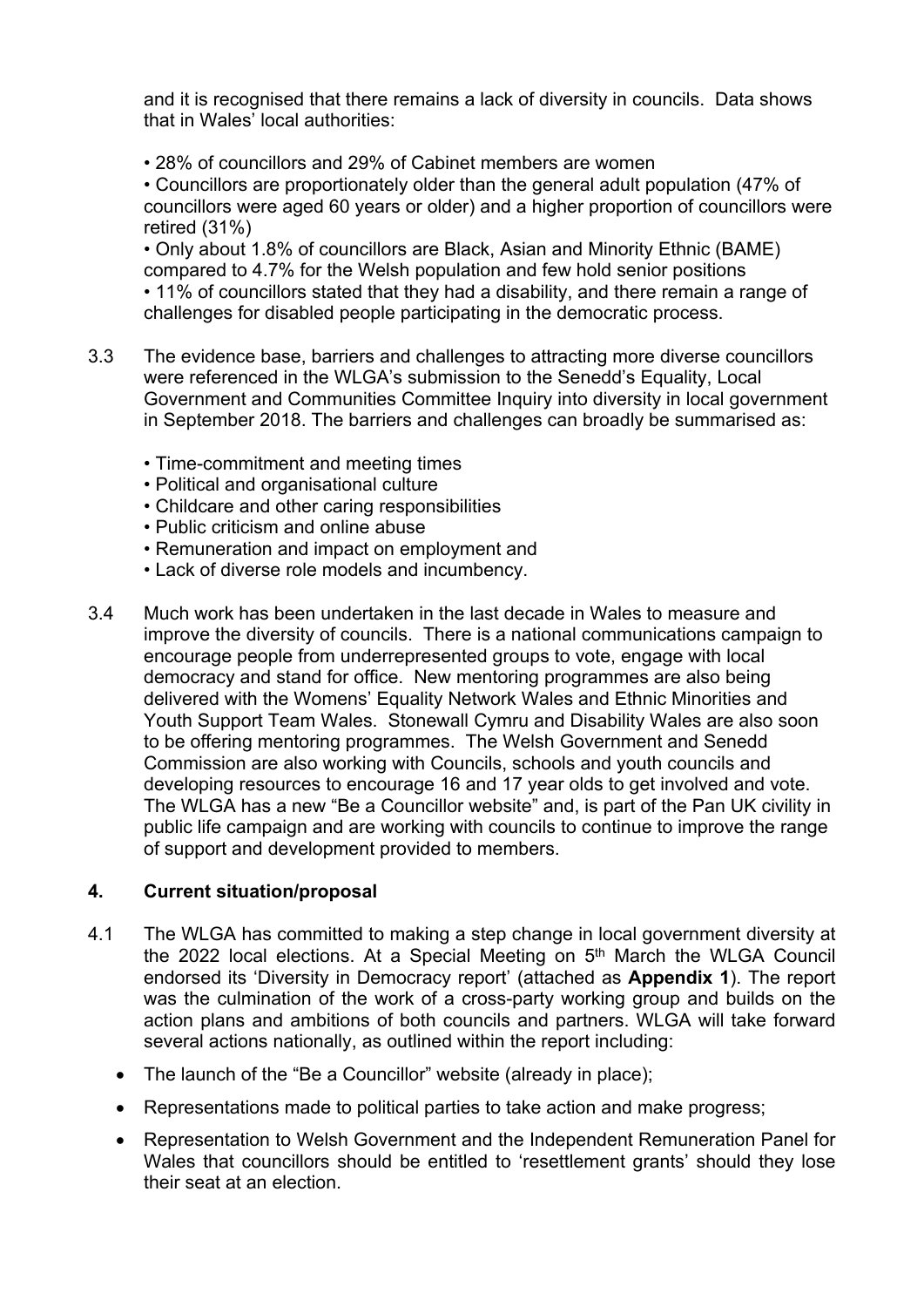and it is recognised that there remains a lack of diversity in councils. Data shows that in Wales' local authorities:

• 28% of councillors and 29% of Cabinet members are women
• Councillors are proportionately older than the general adult population (47% of councillors were aged 60 years or older) and a higher proportion of councillors were retired (31%)
• Only about 1.8% of councillors are Black, Asian and Minority Ethnic (BAME) compared to 4.7% for the Welsh population and few hold senior positions
• 11% of councillors stated that they had a disability, and there remain a range of challenges for disabled people participating in the democratic process.

3.3 The evidence base, barriers and challenges to attracting more diverse councillors were referenced in the WLGA's submission to the Senedd's Equality, Local Government and Communities Committee Inquiry into diversity in local government in September 2018. The barriers and challenges can broadly be summarised as:

• Time-commitment and meeting times
• Political and organisational culture
• Childcare and other caring responsibilities
• Public criticism and online abuse
• Remuneration and impact on employment and
• Lack of diverse role models and incumbency.

3.4 Much work has been undertaken in the last decade in Wales to measure and improve the diversity of councils. There is a national communications campaign to encourage people from underrepresented groups to vote, engage with local democracy and stand for office. New mentoring programmes are also being delivered with the Womens' Equality Network Wales and Ethnic Minorities and Youth Support Team Wales. Stonewall Cymru and Disability Wales are also soon to be offering mentoring programmes. The Welsh Government and Senedd Commission are also working with Councils, schools and youth councils and developing resources to encourage 16 and 17 year olds to get involved and vote. The WLGA has a new "Be a Councillor website" and, is part of the Pan UK civility in public life campaign and are working with councils to continue to improve the range of support and development provided to members.

## 4. Current situation/proposal

4.1 The WLGA has committed to making a step change in local government diversity at the 2022 local elections. At a Special Meeting on 5th March the WLGA Council endorsed its 'Diversity in Democracy report' (attached as **Appendix 1**). The report was the culmination of the work of a cross-party working group and builds on the action plans and ambitions of both councils and partners. WLGA will take forward several actions nationally, as outlined within the report including:

- The launch of the "Be a Councillor" website (already in place);
- Representations made to political parties to take action and make progress;
- Representation to Welsh Government and the Independent Remuneration Panel for Wales that councillors should be entitled to 'resettlement grants' should they lose their seat at an election.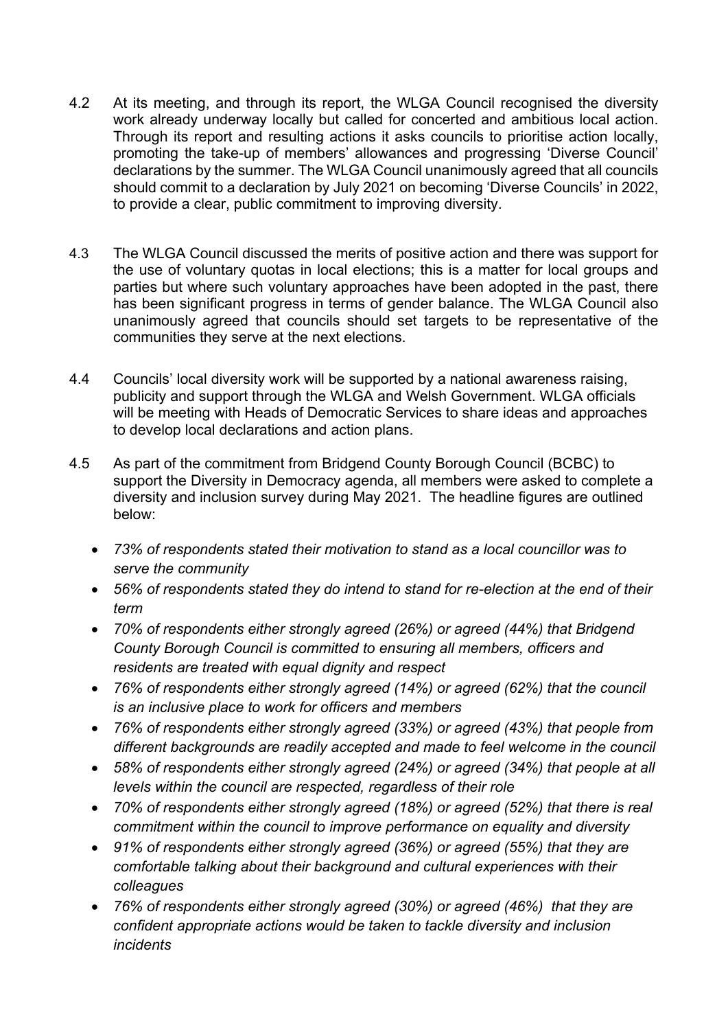4.2 At its meeting, and through its report, the WLGA Council recognised the diversity work already underway locally but called for concerted and ambitious local action. Through its report and resulting actions it asks councils to prioritise action locally, promoting the take-up of members' allowances and progressing 'Diverse Council' declarations by the summer. The WLGA Council unanimously agreed that all councils should commit to a declaration by July 2021 on becoming 'Diverse Councils' in 2022, to provide a clear, public commitment to improving diversity.

4.3 The WLGA Council discussed the merits of positive action and there was support for the use of voluntary quotas in local elections; this is a matter for local groups and parties but where such voluntary approaches have been adopted in the past, there has been significant progress in terms of gender balance. The WLGA Council also unanimously agreed that councils should set targets to be representative of the communities they serve at the next elections.

4.4 Councils' local diversity work will be supported by a national awareness raising, publicity and support through the WLGA and Welsh Government. WLGA officials will be meeting with Heads of Democratic Services to share ideas and approaches to develop local declarations and action plans.

4.5 As part of the commitment from Bridgend County Borough Council (BCBC) to support the Diversity in Democracy agenda, all members were asked to complete a diversity and inclusion survey during May 2021. The headline figures are outlined below:

- *73% of respondents stated their motivation to stand as a local councillor was to serve the community*
- *56% of respondents stated they do intend to stand for re-election at the end of their term*
- *70% of respondents either strongly agreed (26%) or agreed (44%) that Bridgend County Borough Council is committed to ensuring all members, officers and residents are treated with equal dignity and respect*
- *76% of respondents either strongly agreed (14%) or agreed (62%) that the council is an inclusive place to work for officers and members*
- *76% of respondents either strongly agreed (33%) or agreed (43%) that people from different backgrounds are readily accepted and made to feel welcome in the council*
- *58% of respondents either strongly agreed (24%) or agreed (34%) that people at all levels within the council are respected, regardless of their role*
- *70% of respondents either strongly agreed (18%) or agreed (52%) that there is real commitment within the council to improve performance on equality and diversity*
- *91% of respondents either strongly agreed (36%) or agreed (55%) that they are comfortable talking about their background and cultural experiences with their colleagues*
- *76% of respondents either strongly agreed (30%) or agreed (46%) that they are confident appropriate actions would be taken to tackle diversity and inclusion incidents*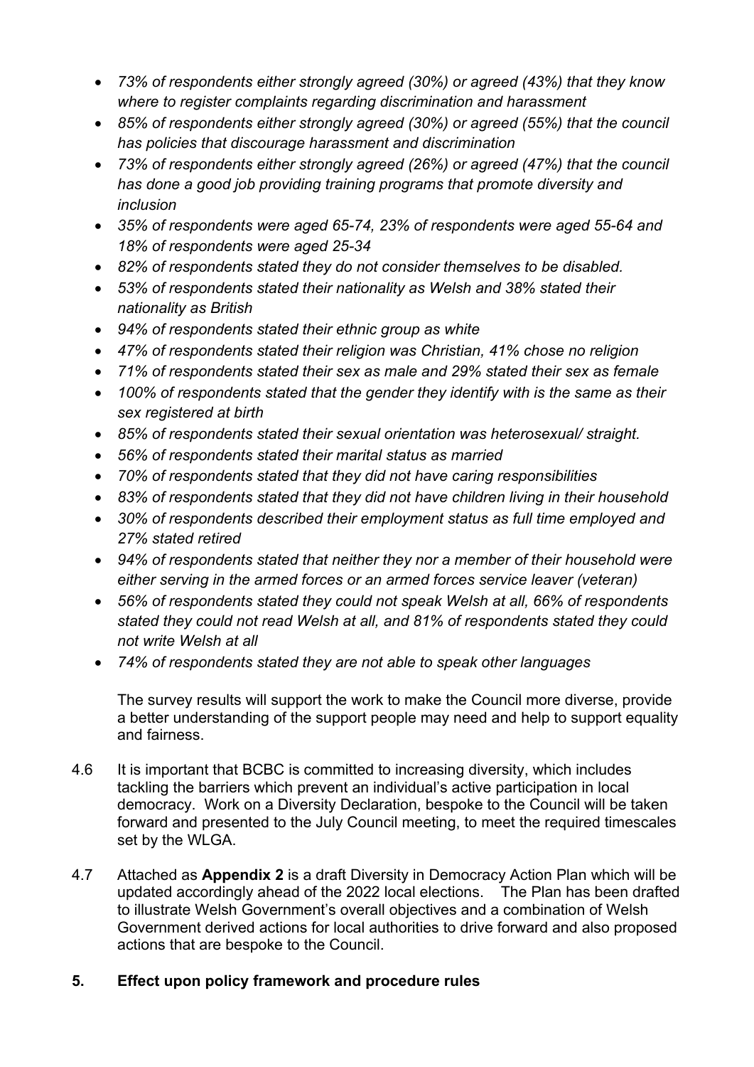- *73% of respondents either strongly agreed (30%) or agreed (43%) that they know where to register complaints regarding discrimination and harassment*
- *85% of respondents either strongly agreed (30%) or agreed (55%) that the council has policies that discourage harassment and discrimination*
- *73% of respondents either strongly agreed (26%) or agreed (47%) that the council has done a good job providing training programs that promote diversity and inclusion*
- *35% of respondents were aged 65-74, 23% of respondents were aged 55-64 and 18% of respondents were aged 25-34*
- *82% of respondents stated they do not consider themselves to be disabled.*
- *53% of respondents stated their nationality as Welsh and 38% stated their nationality as British*
- *94% of respondents stated their ethnic group as white*
- *47% of respondents stated their religion was Christian, 41% chose no religion*
- *71% of respondents stated their sex as male and 29% stated their sex as female*
- *100% of respondents stated that the gender they identify with is the same as their sex registered at birth*
- *85% of respondents stated their sexual orientation was heterosexual/ straight.*
- *56% of respondents stated their marital status as married*
- *70% of respondents stated that they did not have caring responsibilities*
- *83% of respondents stated that they did not have children living in their household*
- *30% of respondents described their employment status as full time employed and 27% stated retired*
- *94% of respondents stated that neither they nor a member of their household were either serving in the armed forces or an armed forces service leaver (veteran)*
- *56% of respondents stated they could not speak Welsh at all, 66% of respondents stated they could not read Welsh at all, and 81% of respondents stated they could not write Welsh at all*
- *74% of respondents stated they are not able to speak other languages*

The survey results will support the work to make the Council more diverse, provide a better understanding of the support people may need and help to support equality and fairness.

4.6 It is important that BCBC is committed to increasing diversity, which includes tackling the barriers which prevent an individual's active participation in local democracy. Work on a Diversity Declaration, bespoke to the Council will be taken forward and presented to the July Council meeting, to meet the required timescales set by the WLGA.

4.7 Attached as **Appendix 2** is a draft Diversity in Democracy Action Plan which will be updated accordingly ahead of the 2022 local elections. The Plan has been drafted to illustrate Welsh Government's overall objectives and a combination of Welsh Government derived actions for local authorities to drive forward and also proposed actions that are bespoke to the Council.

## 5. Effect upon policy framework and procedure rules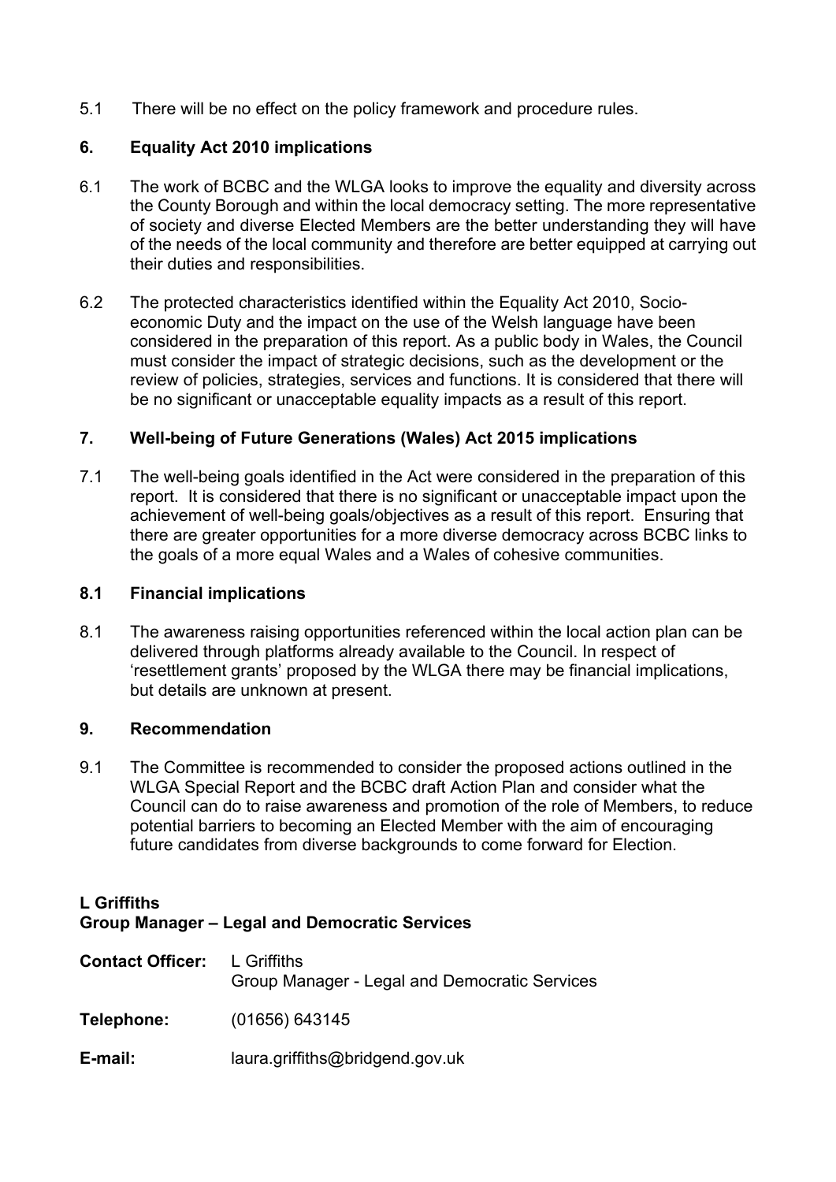5.1 There will be no effect on the policy framework and procedure rules.

## 6. Equality Act 2010 implications

6.1 The work of BCBC and the WLGA looks to improve the equality and diversity across the County Borough and within the local democracy setting. The more representative of society and diverse Elected Members are the better understanding they will have of the needs of the local community and therefore are better equipped at carrying out their duties and responsibilities.

6.2 The protected characteristics identified within the Equality Act 2010, Socio-economic Duty and the impact on the use of the Welsh language have been considered in the preparation of this report. As a public body in Wales, the Council must consider the impact of strategic decisions, such as the development or the review of policies, strategies, services and functions. It is considered that there will be no significant or unacceptable equality impacts as a result of this report.

## 7. Well-being of Future Generations (Wales) Act 2015 implications

7.1 The well-being goals identified in the Act were considered in the preparation of this report. It is considered that there is no significant or unacceptable impact upon the achievement of well-being goals/objectives as a result of this report. Ensuring that there are greater opportunities for a more diverse democracy across BCBC links to the goals of a more equal Wales and a Wales of cohesive communities.

## 8.1 Financial implications

8.1 The awareness raising opportunities referenced within the local action plan can be delivered through platforms already available to the Council. In respect of 'resettlement grants' proposed by the WLGA there may be financial implications, but details are unknown at present.

## 9. Recommendation

9.1 The Committee is recommended to consider the proposed actions outlined in the WLGA Special Report and the BCBC draft Action Plan and consider what the Council can do to raise awareness and promotion of the role of Members, to reduce potential barriers to becoming an Elected Member with the aim of encouraging future candidates from diverse backgrounds to come forward for Election.

**L Griffiths**
**Group Manager – Legal and Democratic Services**

**Contact Officer:** L Griffiths
Group Manager - Legal and Democratic Services

**Telephone:** (01656) 643145

**E-mail:** laura.griffiths@bridgend.gov.uk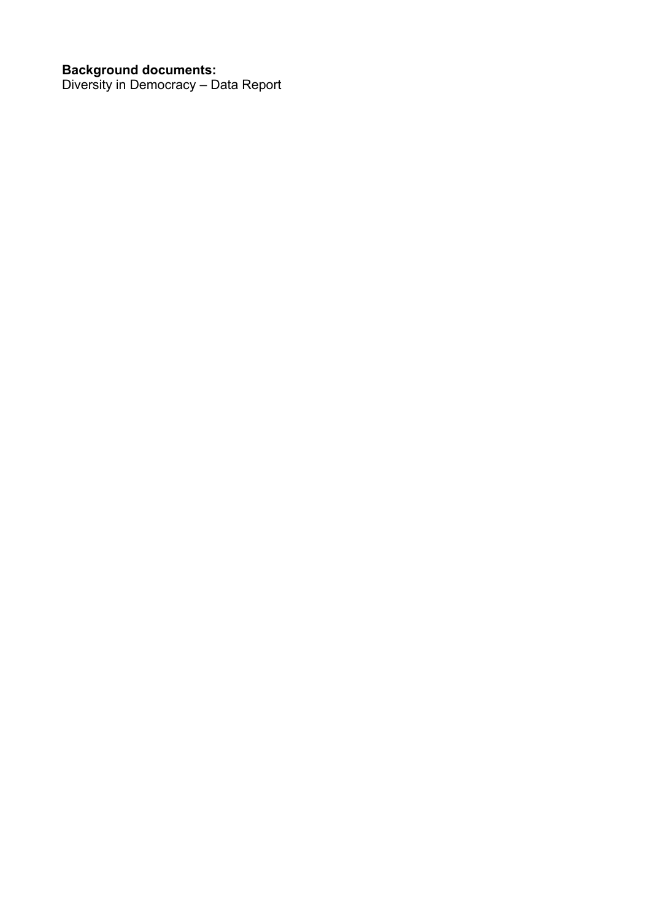**Background documents:**
Diversity in Democracy – Data Report